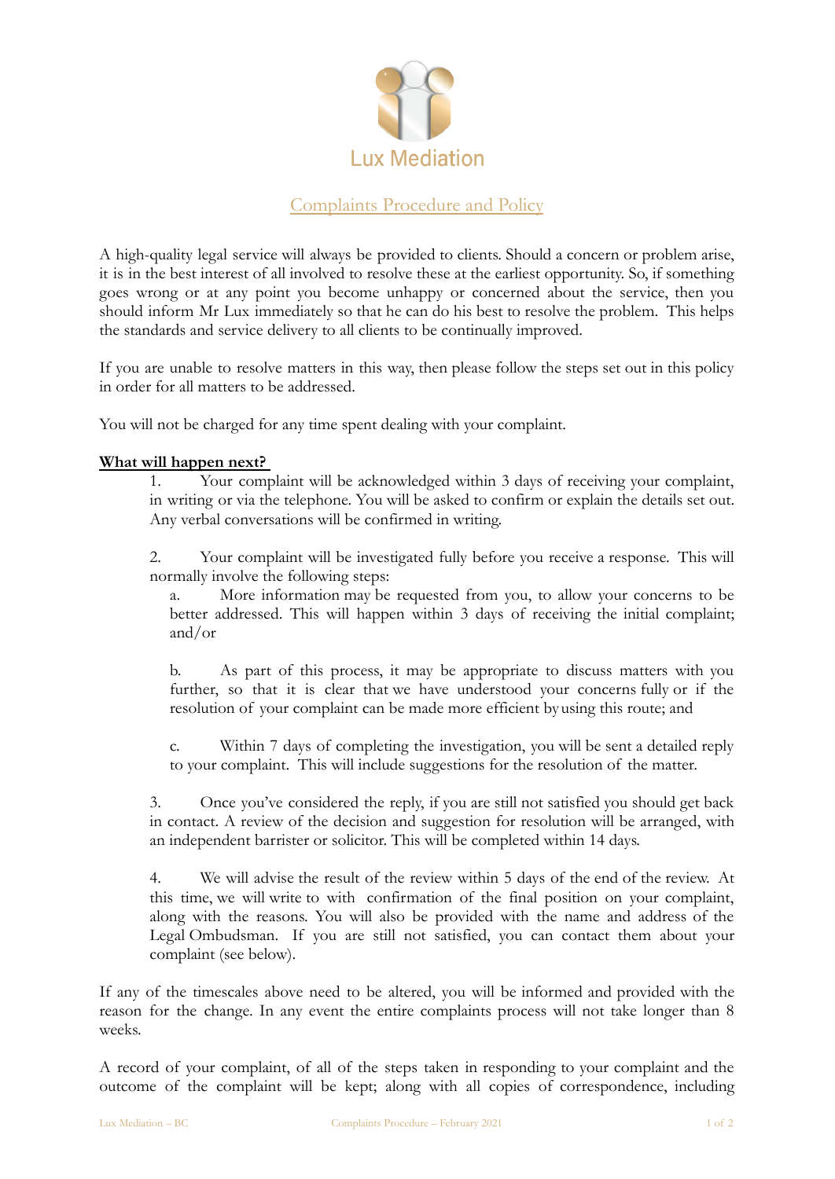Lux Mediation

# Complaints Procedure and Policy

A high-quality legal service will always be provided to clients. Should a concern or problem arise, it is in the best interest of all involved to resolve these at the earliest opportunity. So, if something goes wrong or at any point you become unhappy or concerned about the service, then you should inform Mr Lux immediately so that he can do his best to resolve the problem. This helps the standards and service delivery to all clients to be continually improved.

If you are unable to resolve matters in this way, then please follow the steps set out in this policy in order for all matters to be addressed.

You will not be charged for any time spent dealing with your complaint.

**What will happen next?**

1. Your complaint will be acknowledged within 3 days of receiving your complaint, in writing or via the telephone. You will be asked to confirm or explain the details set out. Any verbal conversations will be confirmed in writing.

2. Your complaint will be investigated fully before you receive a response. This will normally involve the following steps:

   a. More information may be requested from you, to allow your concerns to be better addressed. This will happen within 3 days of receiving the initial complaint; and/or

   b. As part of this process, it may be appropriate to discuss matters with you further, so that it is clear that we have understood your concerns fully or if the resolution of your complaint can be made more efficient by using this route; and

   c. Within 7 days of completing the investigation, you will be sent a detailed reply to your complaint. This will include suggestions for the resolution of the matter.

3. Once you've considered the reply, if you are still not satisfied you should get back in contact. A review of the decision and suggestion for resolution will be arranged, with an independent barrister or solicitor. This will be completed within 14 days.

4. We will advise the result of the review within 5 days of the end of the review. At this time, we will write to with confirmation of the final position on your complaint, along with the reasons. You will also be provided with the name and address of the Legal Ombudsman. If you are still not satisfied, you can contact them about your complaint (see below).

If any of the timescales above need to be altered, you will be informed and provided with the reason for the change. In any event the entire complaints process will not take longer than 8 weeks.

A record of your complaint, of all of the steps taken in responding to your complaint and the outcome of the complaint will be kept; along with all copies of correspondence, including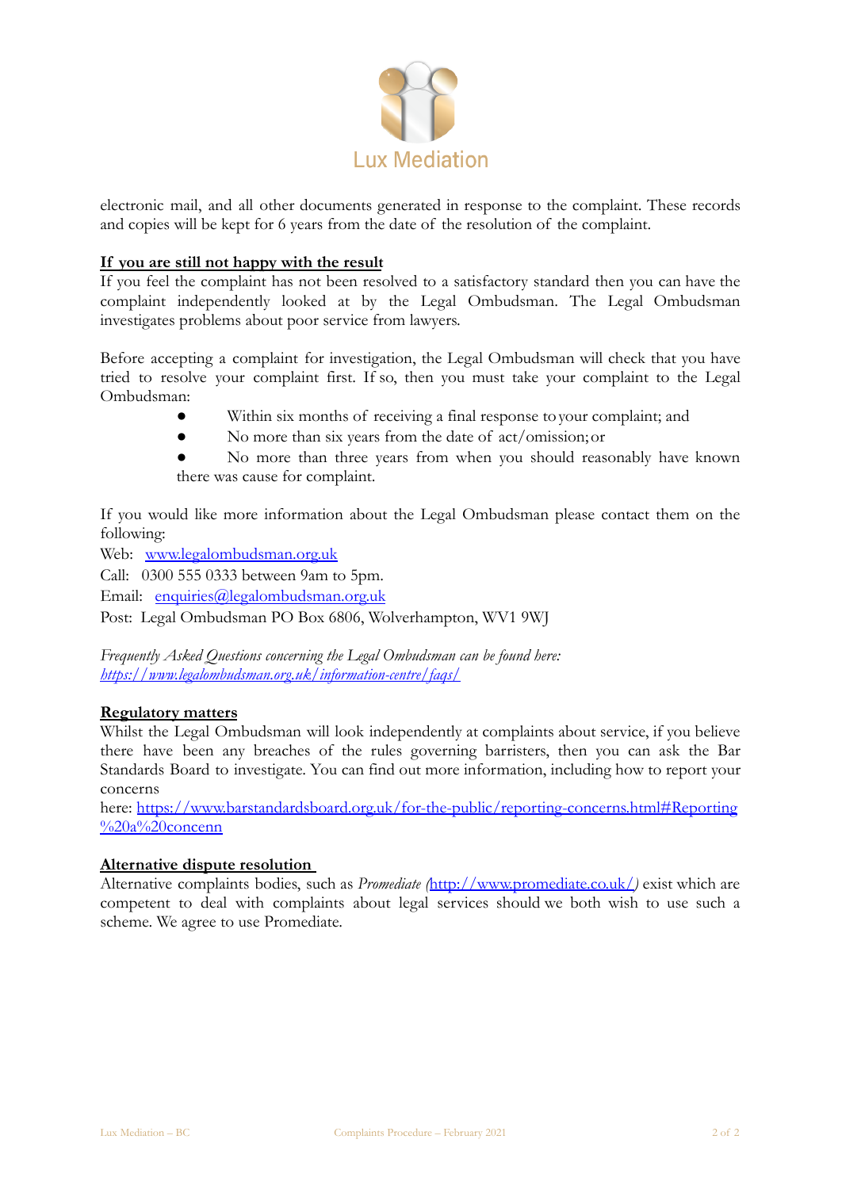electronic mail, and all other documents generated in response to the complaint. These records and copies will be kept for 6 years from the date of the resolution of the complaint.

**If you are still not happy with the result**

If you feel the complaint has not been resolved to a satisfactory standard then you can have the complaint independently looked at by the Legal Ombudsman. The Legal Ombudsman investigates problems about poor service from lawyers.

Before accepting a complaint for investigation, the Legal Ombudsman will check that you have tried to resolve your complaint first. If so, then you must take your complaint to the Legal Ombudsman:

- Within six months of receiving a final response to your complaint; and
- No more than six years from the date of act/omission; or
- No more than three years from when you should reasonably have known there was cause for complaint.

If you would like more information about the Legal Ombudsman please contact them on the following:

Web: www.legalombudsman.org.uk

Call: 0300 555 0333 between 9am to 5pm.

Email: enquiries@legalombudsman.org.uk

Post: Legal Ombudsman PO Box 6806, Wolverhampton, WV1 9WJ

*Frequently Asked Questions concerning the Legal Ombudsman can be found here: https://www.legalombudsman.org.uk/information-centre/faqs/*

**Regulatory matters**

Whilst the Legal Ombudsman will look independently at complaints about service, if you believe there have been any breaches of the rules governing barristers, then you can ask the Bar Standards Board to investigate. You can find out more information, including how to report your concerns here: https://www.barstandardsboard.org.uk/for-the-public/reporting-concerns.html#Reporting%20a%20concenn

**Alternative dispute resolution**

Alternative complaints bodies, such as *Promediate* (http://www.promediate.co.uk/) exist which are competent to deal with complaints about legal services should we both wish to use such a scheme. We agree to use Promediate.